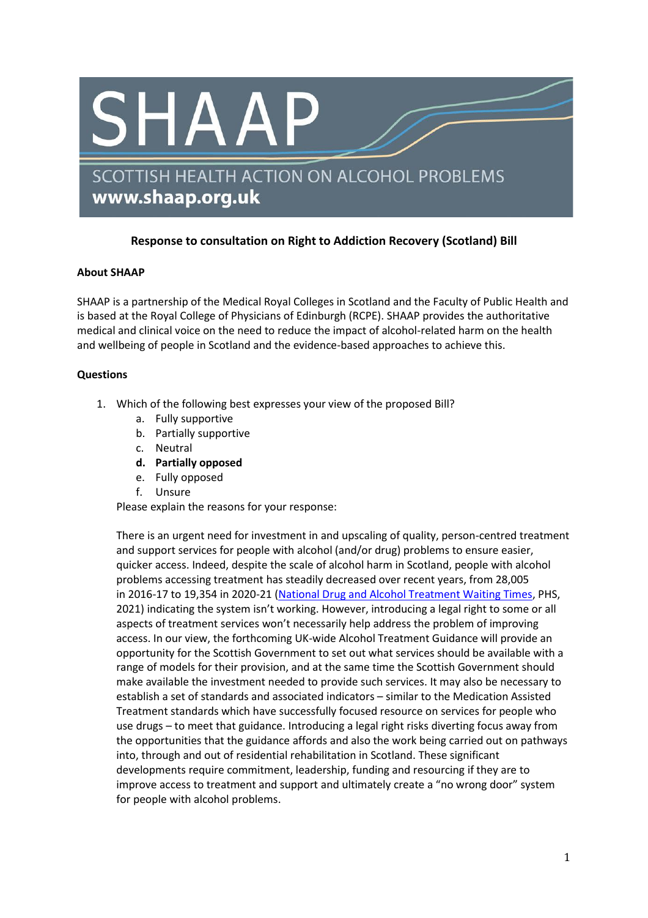# SHAAP

SCOTTISH HEALTH ACTION ON ALCOHOL PROBLEMS

**www.shaap.org.uk**

**Response to consultation on Right to Addiction Recovery (Scotland) Bill**

**About SHAAP**

SHAAP is a partnership of the Medical Royal Colleges in Scotland and the Faculty of Public Health and is based at the Royal College of Physicians of Edinburgh (RCPE). SHAAP provides the authoritative medical and clinical voice on the need to reduce the impact of alcohol-related harm on the health and wellbeing of people in Scotland and the evidence-based approaches to achieve this.

**Questions**

1. Which of the following best expresses your view of the proposed Bill?
   a. Fully supportive
   b. Partially supportive
   c. Neutral
   **d. Partially opposed**
   e. Fully opposed
   f. Unsure

   Please explain the reasons for your response:

   There is an urgent need for investment in and upscaling of quality, person-centred treatment and support services for people with alcohol (and/or drug) problems to ensure easier, quicker access. Indeed, despite the scale of alcohol harm in Scotland, people with alcohol problems accessing treatment has steadily decreased over recent years, from 28,005 in 2016-17 to 19,354 in 2020-21 (National Drug and Alcohol Treatment Waiting Times, PHS, 2021) indicating the system isn't working. However, introducing a legal right to some or all aspects of treatment services won't necessarily help address the problem of improving access. In our view, the forthcoming UK-wide Alcohol Treatment Guidance will provide an opportunity for the Scottish Government to set out what services should be available with a range of models for their provision, and at the same time the Scottish Government should make available the investment needed to provide such services. It may also be necessary to establish a set of standards and associated indicators – similar to the Medication Assisted Treatment standards which have successfully focused resource on services for people who use drugs – to meet that guidance. Introducing a legal right risks diverting focus away from the opportunities that the guidance affords and also the work being carried out on pathways into, through and out of residential rehabilitation in Scotland. These significant developments require commitment, leadership, funding and resourcing if they are to improve access to treatment and support and ultimately create a "no wrong door" system for people with alcohol problems.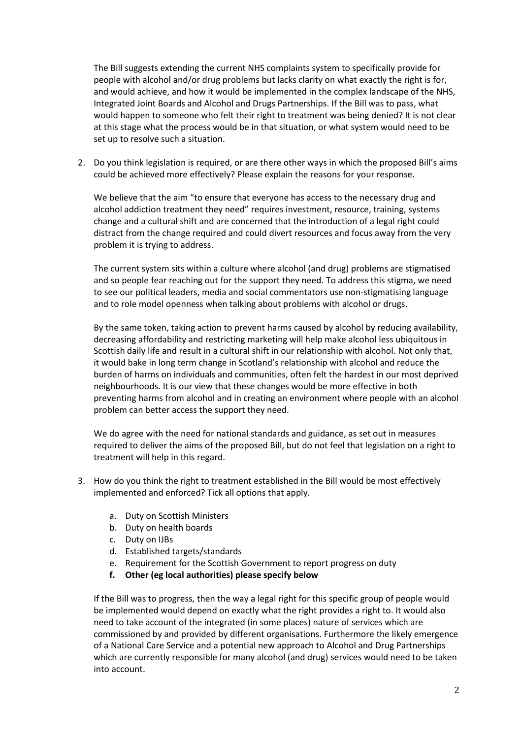The Bill suggests extending the current NHS complaints system to specifically provide for people with alcohol and/or drug problems but lacks clarity on what exactly the right is for, and would achieve, and how it would be implemented in the complex landscape of the NHS, Integrated Joint Boards and Alcohol and Drugs Partnerships. If the Bill was to pass, what would happen to someone who felt their right to treatment was being denied? It is not clear at this stage what the process would be in that situation, or what system would need to be set up to resolve such a situation.

2. Do you think legislation is required, or are there other ways in which the proposed Bill's aims could be achieved more effectively? Please explain the reasons for your response.

   We believe that the aim "to ensure that everyone has access to the necessary drug and alcohol addiction treatment they need" requires investment, resource, training, systems change and a cultural shift and are concerned that the introduction of a legal right could distract from the change required and could divert resources and focus away from the very problem it is trying to address.

   The current system sits within a culture where alcohol (and drug) problems are stigmatised and so people fear reaching out for the support they need. To address this stigma, we need to see our political leaders, media and social commentators use non-stigmatising language and to role model openness when talking about problems with alcohol or drugs.

   By the same token, taking action to prevent harms caused by alcohol by reducing availability, decreasing affordability and restricting marketing will help make alcohol less ubiquitous in Scottish daily life and result in a cultural shift in our relationship with alcohol. Not only that, it would bake in long term change in Scotland's relationship with alcohol and reduce the burden of harms on individuals and communities, often felt the hardest in our most deprived neighbourhoods. It is our view that these changes would be more effective in both preventing harms from alcohol and in creating an environment where people with an alcohol problem can better access the support they need.

   We do agree with the need for national standards and guidance, as set out in measures required to deliver the aims of the proposed Bill, but do not feel that legislation on a right to treatment will help in this regard.

3. How do you think the right to treatment established in the Bill would be most effectively implemented and enforced? Tick all options that apply.

   a. Duty on Scottish Ministers
   b. Duty on health boards
   c. Duty on IJBs
   d. Established targets/standards
   e. Requirement for the Scottish Government to report progress on duty
   f. **Other (eg local authorities) please specify below**

   If the Bill was to progress, then the way a legal right for this specific group of people would be implemented would depend on exactly what the right provides a right to. It would also need to take account of the integrated (in some places) nature of services which are commissioned by and provided by different organisations. Furthermore the likely emergence of a National Care Service and a potential new approach to Alcohol and Drug Partnerships which are currently responsible for many alcohol (and drug) services would need to be taken into account.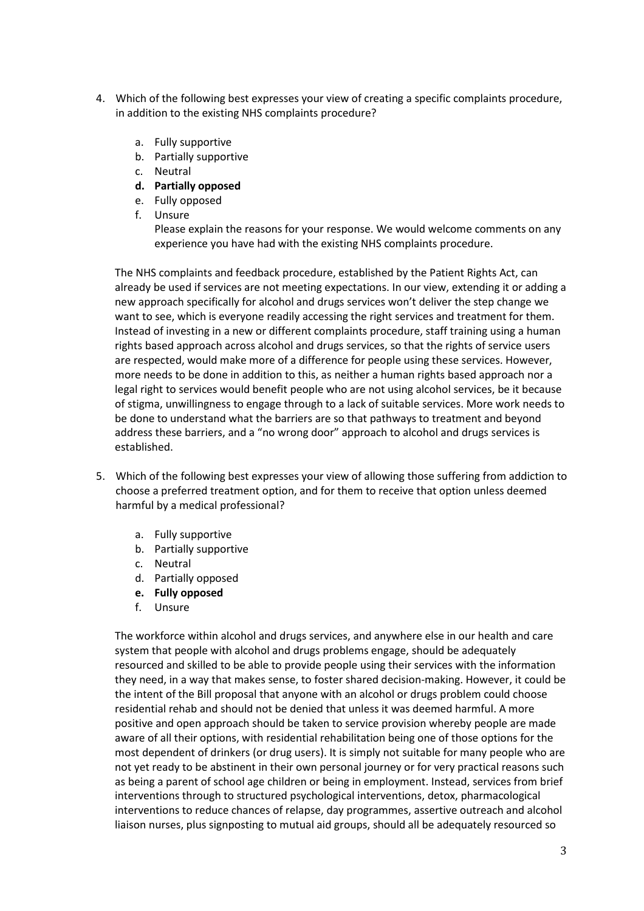4. Which of the following best expresses your view of creating a specific complaints procedure, in addition to the existing NHS complaints procedure?

    a. Fully supportive
    b. Partially supportive
    c. Neutral
    d. **Partially opposed**
    e. Fully opposed
    f. Unsure

    Please explain the reasons for your response. We would welcome comments on any experience you have had with the existing NHS complaints procedure.

    The NHS complaints and feedback procedure, established by the Patient Rights Act, can already be used if services are not meeting expectations. In our view, extending it or adding a new approach specifically for alcohol and drugs services won't deliver the step change we want to see, which is everyone readily accessing the right services and treatment for them. Instead of investing in a new or different complaints procedure, staff training using a human rights based approach across alcohol and drugs services, so that the rights of service users are respected, would make more of a difference for people using these services. However, more needs to be done in addition to this, as neither a human rights based approach nor a legal right to services would benefit people who are not using alcohol services, be it because of stigma, unwillingness to engage through to a lack of suitable services. More work needs to be done to understand what the barriers are so that pathways to treatment and beyond address these barriers, and a "no wrong door" approach to alcohol and drugs services is established.

5. Which of the following best expresses your view of allowing those suffering from addiction to choose a preferred treatment option, and for them to receive that option unless deemed harmful by a medical professional?

    a. Fully supportive
    b. Partially supportive
    c. Neutral
    d. Partially opposed
    e. **Fully opposed**
    f. Unsure

    The workforce within alcohol and drugs services, and anywhere else in our health and care system that people with alcohol and drugs problems engage, should be adequately resourced and skilled to be able to provide people using their services with the information they need, in a way that makes sense, to foster shared decision-making. However, it could be the intent of the Bill proposal that anyone with an alcohol or drugs problem could choose residential rehab and should not be denied that unless it was deemed harmful. A more positive and open approach should be taken to service provision whereby people are made aware of all their options, with residential rehabilitation being one of those options for the most dependent of drinkers (or drug users). It is simply not suitable for many people who are not yet ready to be abstinent in their own personal journey or for very practical reasons such as being a parent of school age children or being in employment. Instead, services from brief interventions through to structured psychological interventions, detox, pharmacological interventions to reduce chances of relapse, day programmes, assertive outreach and alcohol liaison nurses, plus signposting to mutual aid groups, should all be adequately resourced so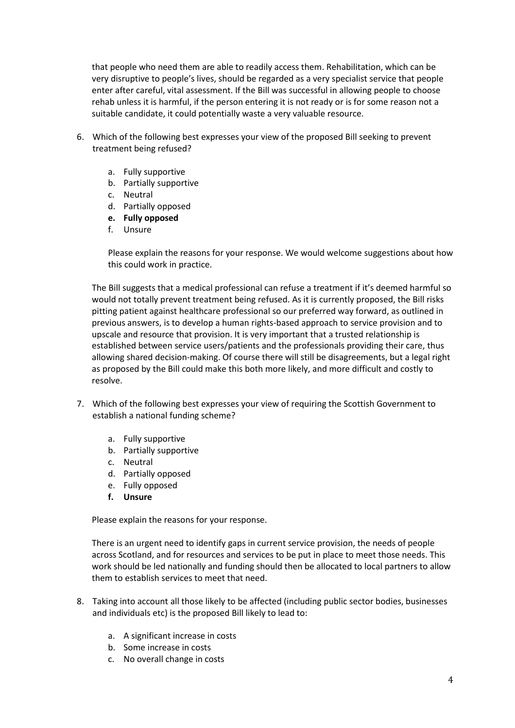that people who need them are able to readily access them. Rehabilitation, which can be very disruptive to people's lives, should be regarded as a very specialist service that people enter after careful, vital assessment. If the Bill was successful in allowing people to choose rehab unless it is harmful, if the person entering it is not ready or is for some reason not a suitable candidate, it could potentially waste a very valuable resource.

6. Which of the following best expresses your view of the proposed Bill seeking to prevent treatment being refused?

   a. Fully supportive
   b. Partially supportive
   c. Neutral
   d. Partially opposed
   e. **Fully opposed**
   f. Unsure

   Please explain the reasons for your response. We would welcome suggestions about how this could work in practice.

The Bill suggests that a medical professional can refuse a treatment if it's deemed harmful so would not totally prevent treatment being refused. As it is currently proposed, the Bill risks pitting patient against healthcare professional so our preferred way forward, as outlined in previous answers, is to develop a human rights-based approach to service provision and to upscale and resource that provision. It is very important that a trusted relationship is established between service users/patients and the professionals providing their care, thus allowing shared decision-making. Of course there will still be disagreements, but a legal right as proposed by the Bill could make this both more likely, and more difficult and costly to resolve.

7. Which of the following best expresses your view of requiring the Scottish Government to establish a national funding scheme?

   a. Fully supportive
   b. Partially supportive
   c. Neutral
   d. Partially opposed
   e. Fully opposed
   f. **Unsure**

   Please explain the reasons for your response.

   There is an urgent need to identify gaps in current service provision, the needs of people across Scotland, and for resources and services to be put in place to meet those needs. This work should be led nationally and funding should then be allocated to local partners to allow them to establish services to meet that need.

8. Taking into account all those likely to be affected (including public sector bodies, businesses and individuals etc) is the proposed Bill likely to lead to:

   a. A significant increase in costs
   b. Some increase in costs
   c. No overall change in costs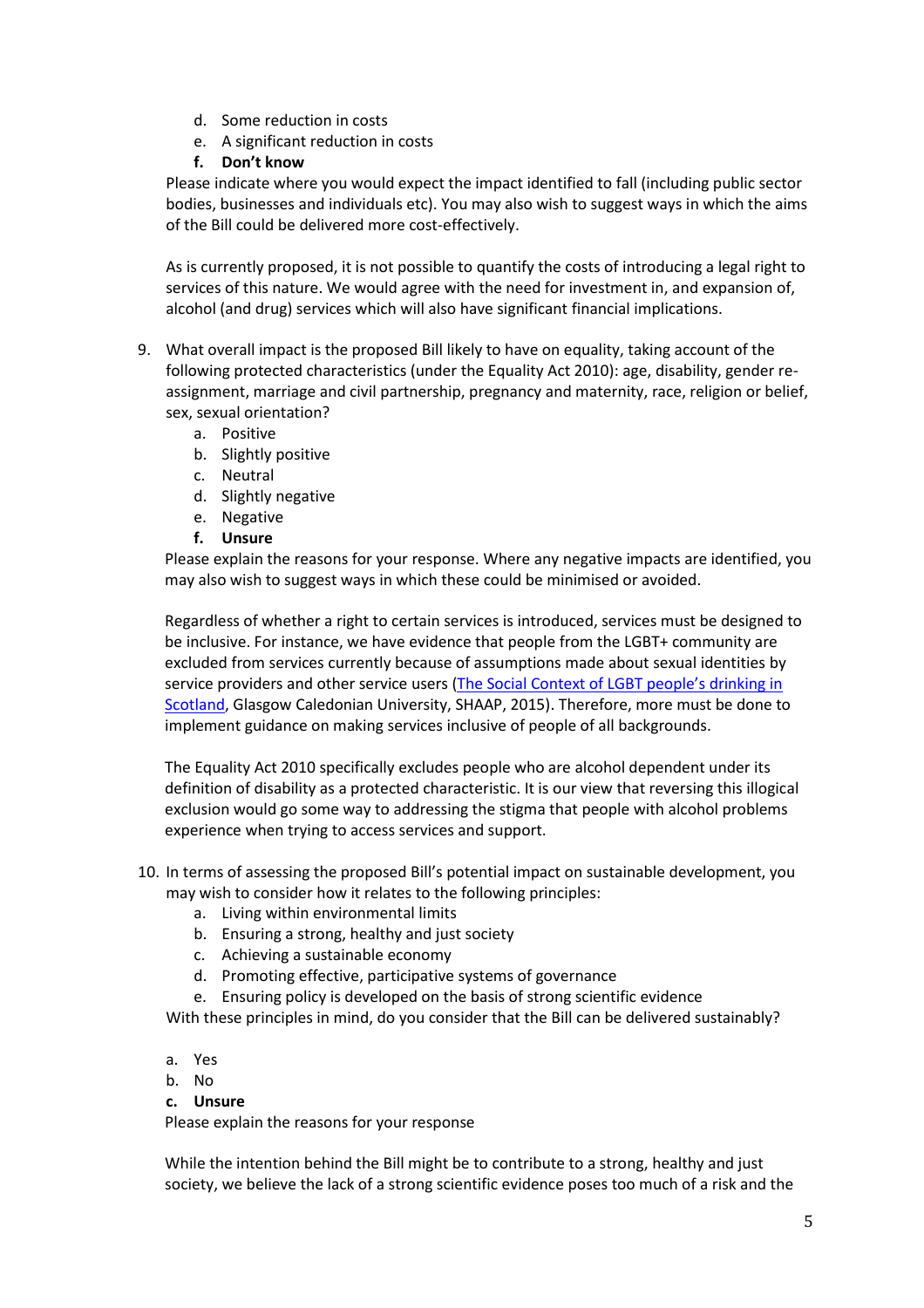d. Some reduction in costs
e. A significant reduction in costs
**f. Don't know**

Please indicate where you would expect the impact identified to fall (including public sector bodies, businesses and individuals etc). You may also wish to suggest ways in which the aims of the Bill could be delivered more cost-effectively.

As is currently proposed, it is not possible to quantify the costs of introducing a legal right to services of this nature. We would agree with the need for investment in, and expansion of, alcohol (and drug) services which will also have significant financial implications.

9. What overall impact is the proposed Bill likely to have on equality, taking account of the following protected characteristics (under the Equality Act 2010): age, disability, gender re-assignment, marriage and civil partnership, pregnancy and maternity, race, religion or belief, sex, sexual orientation?
   a. Positive
   b. Slightly positive
   c. Neutral
   d. Slightly negative
   e. Negative
   **f. Unsure**

   Please explain the reasons for your response. Where any negative impacts are identified, you may also wish to suggest ways in which these could be minimised or avoided.

   Regardless of whether a right to certain services is introduced, services must be designed to be inclusive. For instance, we have evidence that people from the LGBT+ community are excluded from services currently because of assumptions made about sexual identities by service providers and other service users ([The Social Context of LGBT people's drinking in Scotland](), Glasgow Caledonian University, SHAAP, 2015). Therefore, more must be done to implement guidance on making services inclusive of people of all backgrounds.

   The Equality Act 2010 specifically excludes people who are alcohol dependent under its definition of disability as a protected characteristic. It is our view that reversing this illogical exclusion would go some way to addressing the stigma that people with alcohol problems experience when trying to access services and support.

10. In terms of assessing the proposed Bill's potential impact on sustainable development, you may wish to consider how it relates to the following principles:
    a. Living within environmental limits
    b. Ensuring a strong, healthy and just society
    c. Achieving a sustainable economy
    d. Promoting effective, participative systems of governance
    e. Ensuring policy is developed on the basis of strong scientific evidence

    With these principles in mind, do you consider that the Bill can be delivered sustainably?

    a. Yes
    b. No
    **c. Unsure**

    Please explain the reasons for your response

    While the intention behind the Bill might be to contribute to a strong, healthy and just society, we believe the lack of a strong scientific evidence poses too much of a risk and the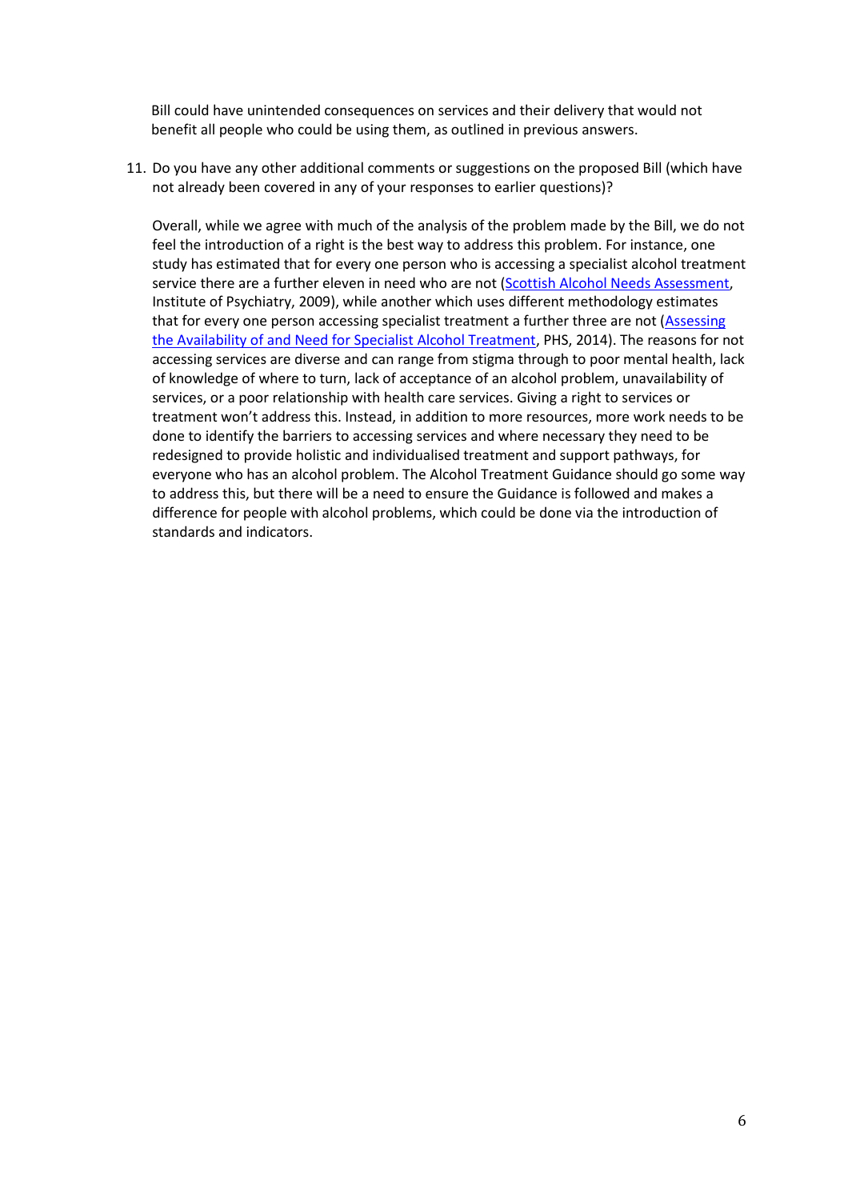Bill could have unintended consequences on services and their delivery that would not benefit all people who could be using them, as outlined in previous answers.

11. Do you have any other additional comments or suggestions on the proposed Bill (which have not already been covered in any of your responses to earlier questions)?

    Overall, while we agree with much of the analysis of the problem made by the Bill, we do not feel the introduction of a right is the best way to address this problem. For instance, one study has estimated that for every one person who is accessing a specialist alcohol treatment service there are a further eleven in need who are not (Scottish Alcohol Needs Assessment, Institute of Psychiatry, 2009), while another which uses different methodology estimates that for every one person accessing specialist treatment a further three are not (Assessing the Availability of and Need for Specialist Alcohol Treatment, PHS, 2014). The reasons for not accessing services are diverse and can range from stigma through to poor mental health, lack of knowledge of where to turn, lack of acceptance of an alcohol problem, unavailability of services, or a poor relationship with health care services. Giving a right to services or treatment won't address this. Instead, in addition to more resources, more work needs to be done to identify the barriers to accessing services and where necessary they need to be redesigned to provide holistic and individualised treatment and support pathways, for everyone who has an alcohol problem. The Alcohol Treatment Guidance should go some way to address this, but there will be a need to ensure the Guidance is followed and makes a difference for people with alcohol problems, which could be done via the introduction of standards and indicators.